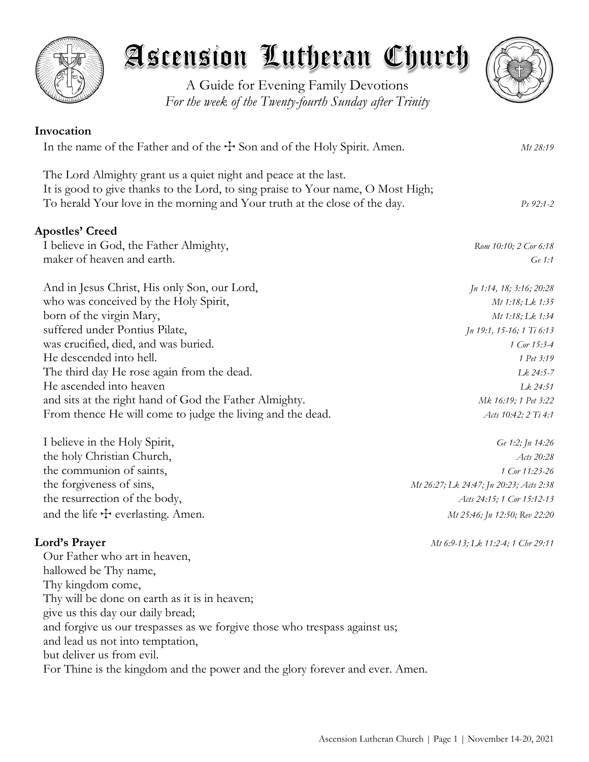# Ascension Lutheran Church

A Guide for Evening Family Devotions
*For the week of the Twenty-fourth Sunday after Trinity*

**Invocation**

In the name of the Father and of the ☩ Son and of the Holy Spirit. Amen. *Mt 28:19*

The Lord Almighty grant us a quiet night and peace at the last.
It is good to give thanks to the Lord, to sing praise to Your name, O Most High;
To herald Your love in the morning and Your truth at the close of the day. *Ps 92:1-2*

**Apostles' Creed**

I believe in God, the Father Almighty, *Rom 10:10; 2 Cor 6:18*
maker of heaven and earth. *Ge 1:1*

And in Jesus Christ, His only Son, our Lord, *Jn 1:14, 18; 3:16; 20:28*
who was conceived by the Holy Spirit, *Mt 1:18; Lk 1:35*
born of the virgin Mary, *Mt 1:18; Lk 1:34*
suffered under Pontius Pilate, *Jn 19:1, 15-16; 1 Ti 6:13*
was crucified, died, and was buried. *1 Cor 15:3-4*
He descended into hell. *1 Pet 3:19*
The third day He rose again from the dead. *Lk 24:5-7*
He ascended into heaven *Lk 24:51*
and sits at the right hand of God the Father Almighty. *Mk 16:19; 1 Pet 3:22*
From thence He will come to judge the living and the dead. *Acts 10:42; 2 Ti 4:1*

I believe in the Holy Spirit, *Ge 1:2; Jn 14:26*
the holy Christian Church, *Acts 20:28*
the communion of saints, *1 Cor 11:23-26*
the forgiveness of sins, *Mt 26:27; Lk 24:47; Jn 20:23; Acts 2:38*
the resurrection of the body, *Acts 24:15; 1 Cor 15:12-13*
and the life ☩ everlasting. Amen. *Mt 25:46; Jn 12:50; Rev 22:20*

**Lord's Prayer** *Mt 6:9-13; Lk 11:2-4; 1 Chr 29:11*

Our Father who art in heaven,
hallowed be Thy name,
Thy kingdom come,
Thy will be done on earth as it is in heaven;
give us this day our daily bread;
and forgive us our trespasses as we forgive those who trespass against us;
and lead us not into temptation,
but deliver us from evil.
For Thine is the kingdom and the power and the glory forever and ever. Amen.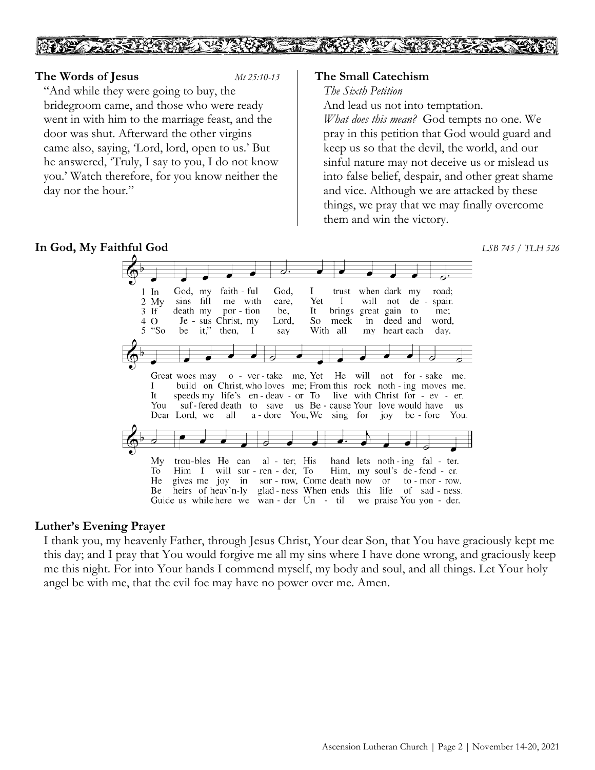**The Words of Jesus** *Mt 25:10-13*

"And while they were going to buy, the bridegroom came, and those who were ready went in with him to the marriage feast, and the door was shut. Afterward the other virgins came also, saying, 'Lord, lord, open to us.' But he answered, 'Truly, I say to you, I do not know you.' Watch therefore, for you know neither the day nor the hour."

**The Small Catechism**

*The Sixth Petition*

And lead us not into temptation.

*What does this mean?* God tempts no one. We pray in this petition that God would guard and keep us so that the devil, the world, and our sinful nature may not deceive us or mislead us into false belief, despair, and other great shame and vice. Although we are attacked by these things, we pray that we may finally overcome them and win the victory.

**In God, My Faithful God** *LSB 745 / TLH 526*

1 In God, my faithful God, I trust when dark my road;
Great woes may overtake me, Yet He will not forsake me.
My troubles He can alter; His hand lets nothing falter.

2 My sins fill me with care, Yet I will not despair.
I build on Christ, who loves me; From this rock nothing moves me.
To Him I will surrender, To Him, my soul's defender.

3 If death my portion be, It brings great gain to me;
It speeds my life's endeavor To live with Christ forever.
He gives me joy in sorrow, Come death now or tomorrow.

4 O Jesus Christ, my Lord, So meek in deed and word,
You suffered death to save us Because Your love would have us
Be heirs of heav'nly gladness When ends this life of sadness.

5 "So be it," then, I say With all my heart each day.
Dear Lord, we all adore You, We sing for joy before You.
Guide us while here we wander Until we praise You yonder.

**Luther's Evening Prayer**

I thank you, my heavenly Father, through Jesus Christ, Your dear Son, that You have graciously kept me this day; and I pray that You would forgive me all my sins where I have done wrong, and graciously keep me this night. For into Your hands I commend myself, my body and soul, and all things. Let Your holy angel be with me, that the evil foe may have no power over me. Amen.